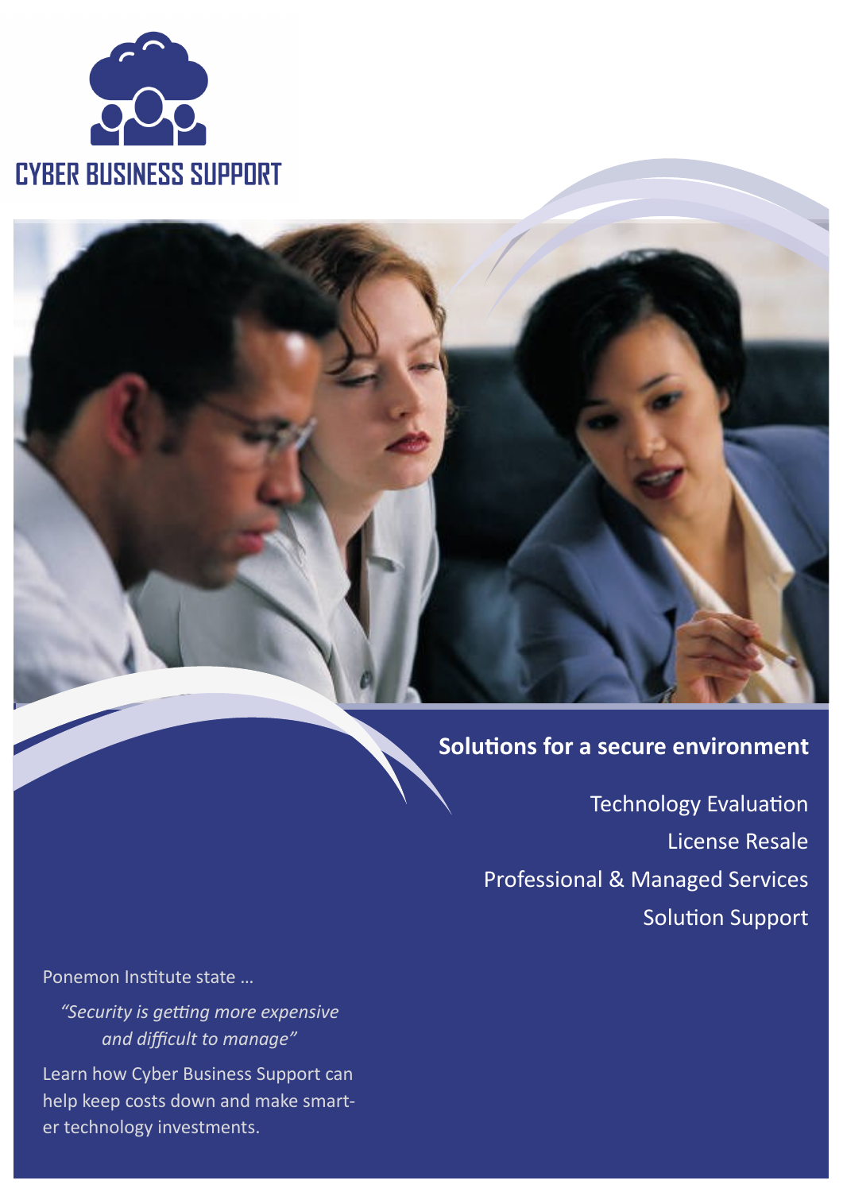# CYBER BUSINESS SUPPORT

## Solutions for a secure environment

Technology Evaluation

License Resale

Professional & Managed Services

Solution Support

Ponemon Institute state …

*"Security is getting more expensive and difficult to manage"*

Learn how Cyber Business Support can help keep costs down and make smarter technology investments.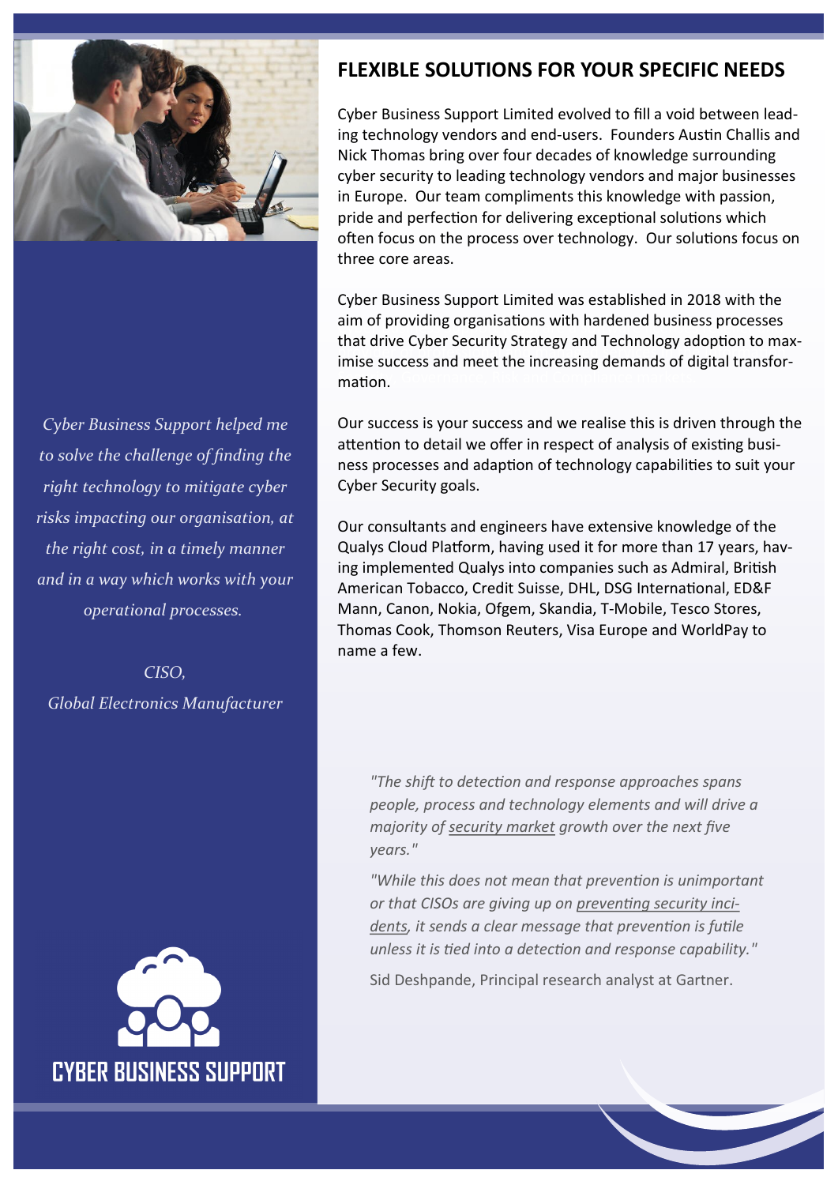## FLEXIBLE SOLUTIONS FOR YOUR SPECIFIC NEEDS

Cyber Business Support Limited evolved to fill a void between leading technology vendors and end-users. Founders Austin Challis and Nick Thomas bring over four decades of knowledge surrounding cyber security to leading technology vendors and major businesses in Europe. Our team compliments this knowledge with passion, pride and perfection for delivering exceptional solutions which often focus on the process over technology. Our solutions focus on three core areas.

Cyber Business Support Limited was established in 2018 with the aim of providing organisations with hardened business processes that drive Cyber Security Strategy and Technology adoption to maximise success and meet the increasing demands of digital transformation.

Our success is your success and we realise this is driven through the attention to detail we offer in respect of analysis of existing business processes and adaption of technology capabilities to suit your Cyber Security goals.

Our consultants and engineers have extensive knowledge of the Qualys Cloud Platform, having used it for more than 17 years, having implemented Qualys into companies such as Admiral, British American Tobacco, Credit Suisse, DHL, DSG International, ED&F Mann, Canon, Nokia, Ofgem, Skandia, T-Mobile, Tesco Stores, Thomas Cook, Thomson Reuters, Visa Europe and WorldPay to name a few.

*Cyber Business Support helped me to solve the challenge of finding the right technology to mitigate cyber risks impacting our organisation, at the right cost, in a timely manner and in a way which works with your operational processes.*

*CISO,*
*Global Electronics Manufacturer*

*"The shift to detection and response approaches spans people, process and technology elements and will drive a majority of security market growth over the next five years."*

*"While this does not mean that prevention is unimportant or that CISOs are giving up on preventing security incidents, it sends a clear message that prevention is futile unless it is tied into a detection and response capability."*

Sid Deshpande, Principal research analyst at Gartner.

CYBER BUSINESS SUPPORT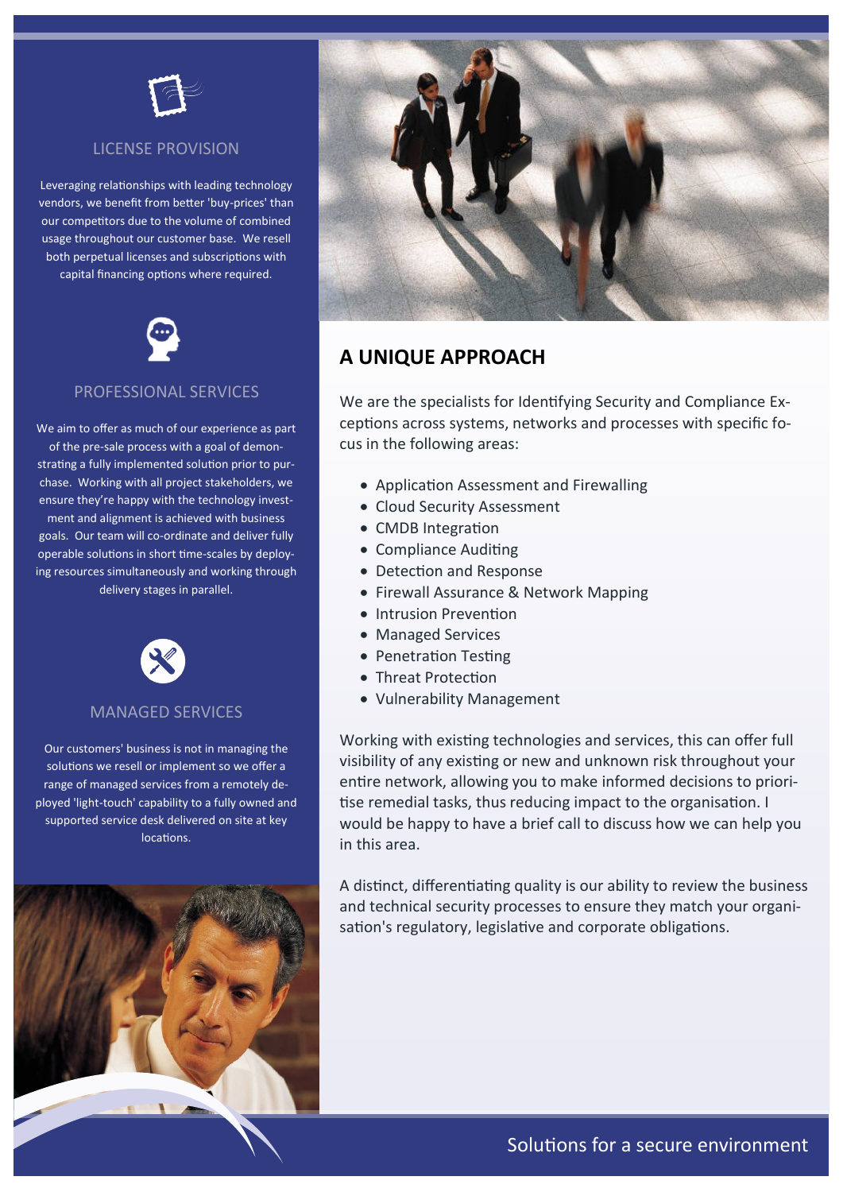## LICENSE PROVISION

Leveraging relationships with leading technology vendors, we benefit from better 'buy-prices' than our competitors due to the volume of combined usage throughout our customer base. We resell both perpetual licenses and subscriptions with capital financing options where required.

## PROFESSIONAL SERVICES

We aim to offer as much of our experience as part of the pre-sale process with a goal of demonstrating a fully implemented solution prior to purchase. Working with all project stakeholders, we ensure they're happy with the technology investment and alignment is achieved with business goals. Our team will co-ordinate and deliver fully operable solutions in short time-scales by deploying resources simultaneously and working through delivery stages in parallel.

## MANAGED SERVICES

Our customers' business is not in managing the solutions we resell or implement so we offer a range of managed services from a remotely deployed 'light-touch' capability to a fully owned and supported service desk delivered on site at key locations.

# A UNIQUE APPROACH

We are the specialists for Identifying Security and Compliance Exceptions across systems, networks and processes with specific focus in the following areas:

- Application Assessment and Firewalling
- Cloud Security Assessment
- CMDB Integration
- Compliance Auditing
- Detection and Response
- Firewall Assurance & Network Mapping
- Intrusion Prevention
- Managed Services
- Penetration Testing
- Threat Protection
- Vulnerability Management

Working with existing technologies and services, this can offer full visibility of any existing or new and unknown risk throughout your entire network, allowing you to make informed decisions to prioritise remedial tasks, thus reducing impact to the organisation. I would be happy to have a brief call to discuss how we can help you in this area.

A distinct, differentiating quality is our ability to review the business and technical security processes to ensure they match your organisation's regulatory, legislative and corporate obligations.

Solutions for a secure environment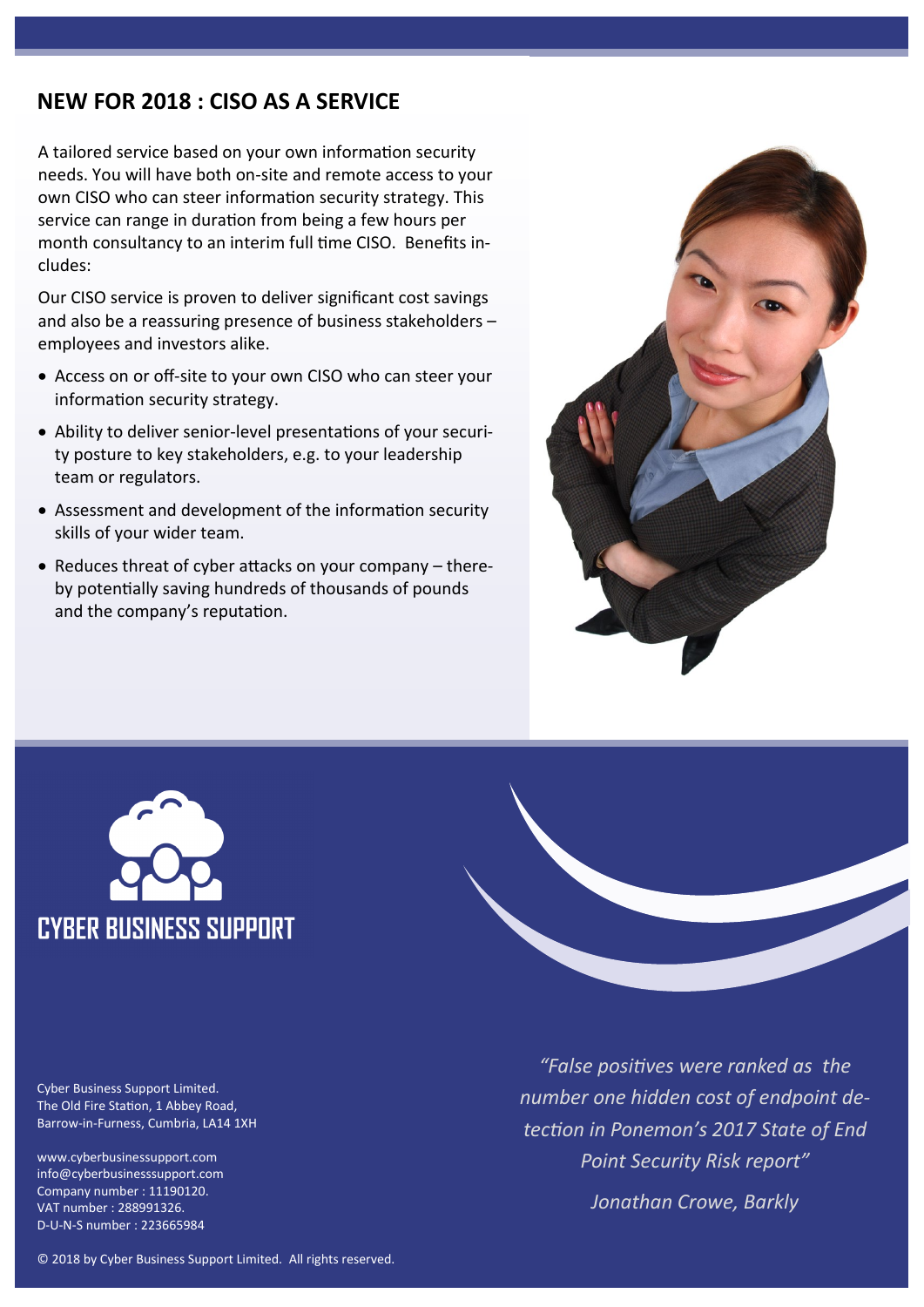## NEW FOR 2018 : CISO AS A SERVICE

A tailored service based on your own information security needs. You will have both on-site and remote access to your own CISO who can steer information security strategy. This service can range in duration from being a few hours per month consultancy to an interim full time CISO. Benefits includes:

Our CISO service is proven to deliver significant cost savings and also be a reassuring presence of business stakeholders – employees and investors alike.

- Access on or off-site to your own CISO who can steer your information security strategy.
- Ability to deliver senior-level presentations of your security posture to key stakeholders, e.g. to your leadership team or regulators.
- Assessment and development of the information security skills of your wider team.
- Reduces threat of cyber attacks on your company – thereby potentially saving hundreds of thousands of pounds and the company's reputation.

CYBER BUSINESS SUPPORT

*"False positives were ranked as the number one hidden cost of endpoint detection in Ponemon's 2017 State of End Point Security Risk report"*

*Jonathan Crowe, Barkly*

Cyber Business Support Limited.
The Old Fire Station, 1 Abbey Road,
Barrow-in-Furness, Cumbria, LA14 1XH

www.cyberbusinesssupport.com
info@cyberbusinesssupport.com
Company number : 11190120.
VAT number : 288991326.
D-U-N-S number : 223665984

© 2018 by Cyber Business Support Limited. All rights reserved.